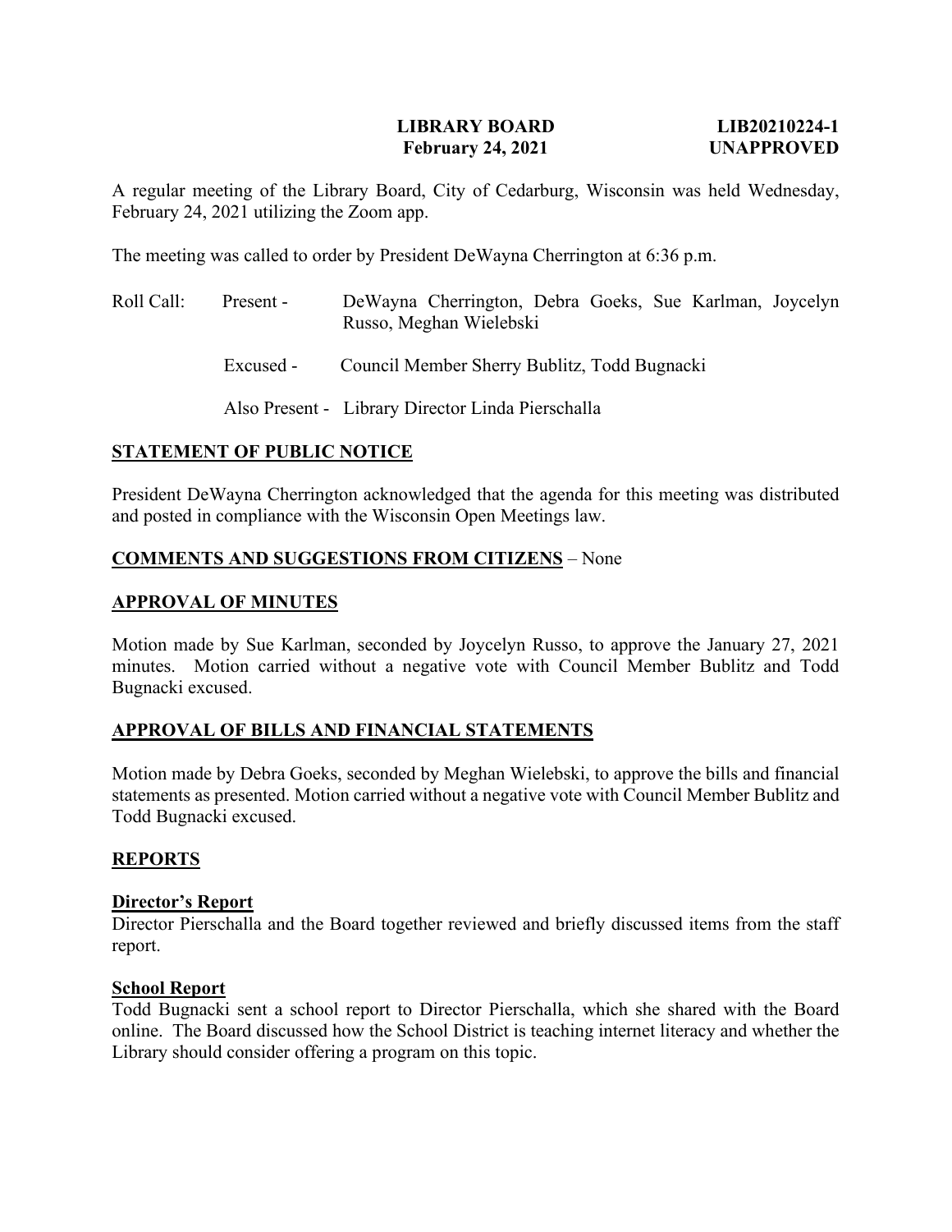**LIBRARY BOARD** **LIB20210224-1**
**February 24, 2021** **UNAPPROVED**

A regular meeting of the Library Board, City of Cedarburg, Wisconsin was held Wednesday, February 24, 2021 utilizing the Zoom app.

The meeting was called to order by President DeWayna Cherrington at 6:36 p.m.

Roll Call: Present - DeWayna Cherrington, Debra Goeks, Sue Karlman, Joycelyn Russo, Meghan Wielebski

Excused - Council Member Sherry Bublitz, Todd Bugnacki

Also Present - Library Director Linda Pierschalla

## STATEMENT OF PUBLIC NOTICE

President DeWayna Cherrington acknowledged that the agenda for this meeting was distributed and posted in compliance with the Wisconsin Open Meetings law.

## COMMENTS AND SUGGESTIONS FROM CITIZENS – None

## APPROVAL OF MINUTES

Motion made by Sue Karlman, seconded by Joycelyn Russo, to approve the January 27, 2021 minutes. Motion carried without a negative vote with Council Member Bublitz and Todd Bugnacki excused.

## APPROVAL OF BILLS AND FINANCIAL STATEMENTS

Motion made by Debra Goeks, seconded by Meghan Wielebski, to approve the bills and financial statements as presented. Motion carried without a negative vote with Council Member Bublitz and Todd Bugnacki excused.

## REPORTS

### Director's Report

Director Pierschalla and the Board together reviewed and briefly discussed items from the staff report.

### School Report

Todd Bugnacki sent a school report to Director Pierschalla, which she shared with the Board online. The Board discussed how the School District is teaching internet literacy and whether the Library should consider offering a program on this topic.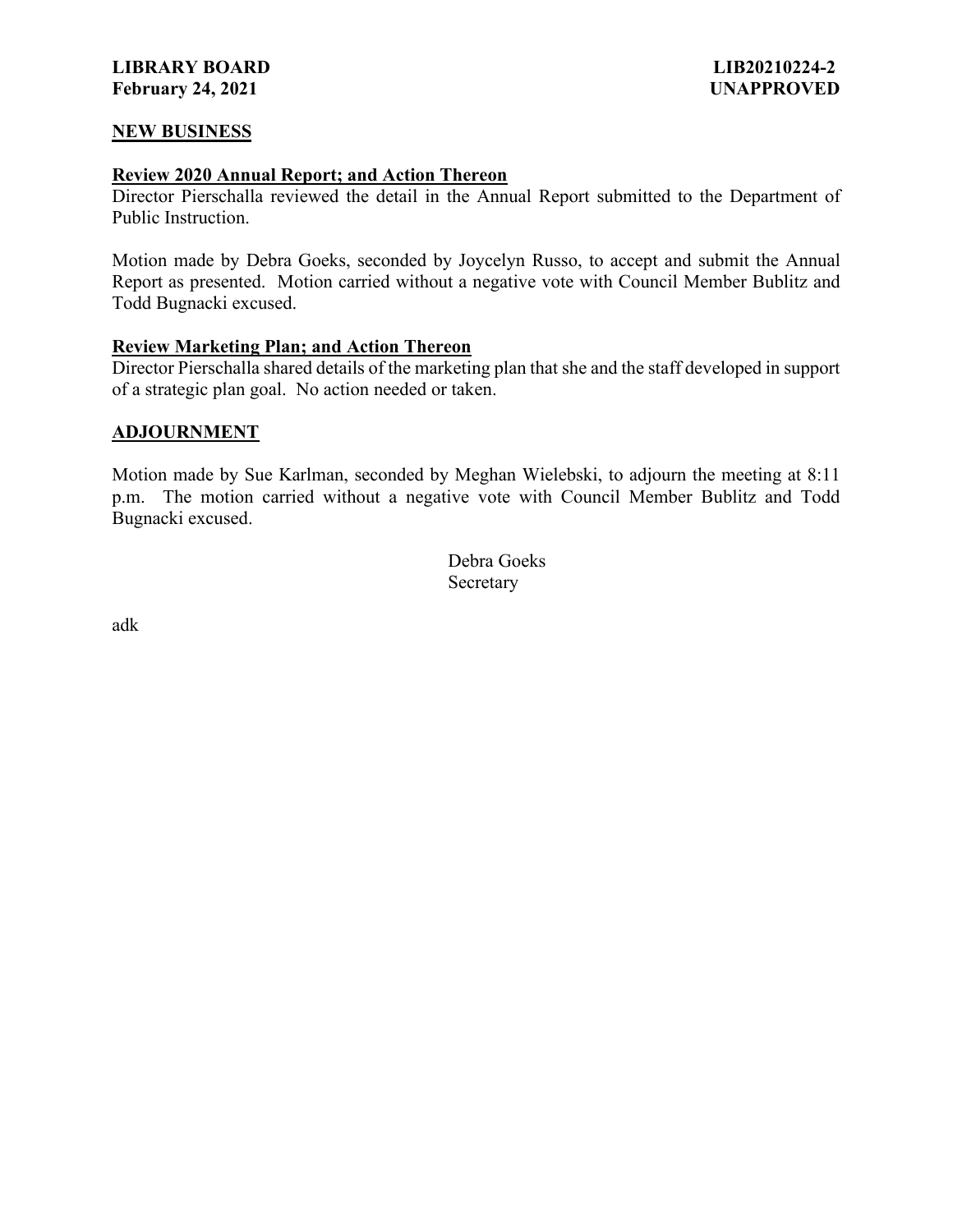## NEW BUSINESS

### Review 2020 Annual Report; and Action Thereon

Director Pierschalla reviewed the detail in the Annual Report submitted to the Department of Public Instruction.

Motion made by Debra Goeks, seconded by Joycelyn Russo, to accept and submit the Annual Report as presented. Motion carried without a negative vote with Council Member Bublitz and Todd Bugnacki excused.

### Review Marketing Plan; and Action Thereon

Director Pierschalla shared details of the marketing plan that she and the staff developed in support of a strategic plan goal. No action needed or taken.

## ADJOURNMENT

Motion made by Sue Karlman, seconded by Meghan Wielebski, to adjourn the meeting at 8:11 p.m. The motion carried without a negative vote with Council Member Bublitz and Todd Bugnacki excused.

Debra Goeks
Secretary

adk